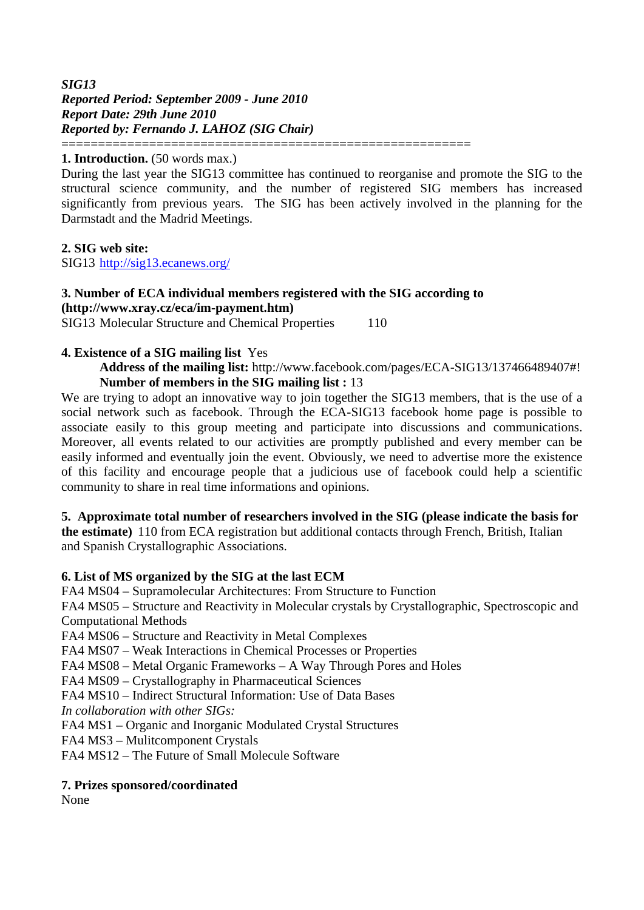***SIG13***
***Reported Period: September 2009 - June 2010***
***Report Date: 29th June 2010***
***Reported by: Fernando J. LAHOZ (SIG Chair)***

========================================================

**1. Introduction.** (50 words max.)

During the last year the SIG13 committee has continued to reorganise and promote the SIG to the structural science community, and the number of registered SIG members has increased significantly from previous years. The SIG has been actively involved in the planning for the Darmstadt and the Madrid Meetings.

**2. SIG web site:**

SIG13 http://sig13.ecanews.org/

**3. Number of ECA individual members registered with the SIG according to (http://www.xray.cz/eca/im-payment.htm)**

SIG13 Molecular Structure and Chemical Properties 110

**4. Existence of a SIG mailing list** Yes

**Address of the mailing list:** http://www.facebook.com/pages/ECA-SIG13/137466489407#!

**Number of members in the SIG mailing list :** 13

We are trying to adopt an innovative way to join together the SIG13 members, that is the use of a social network such as facebook. Through the ECA-SIG13 facebook home page is possible to associate easily to this group meeting and participate into discussions and communications. Moreover, all events related to our activities are promptly published and every member can be easily informed and eventually join the event. Obviously, we need to advertise more the existence of this facility and encourage people that a judicious use of facebook could help a scientific community to share in real time informations and opinions.

**5. Approximate total number of researchers involved in the SIG (please indicate the basis for the estimate)** 110 from ECA registration but additional contacts through French, British, Italian and Spanish Crystallographic Associations.

**6. List of MS organized by the SIG at the last ECM**

FA4 MS04 – Supramolecular Architectures: From Structure to Function

FA4 MS05 – Structure and Reactivity in Molecular crystals by Crystallographic, Spectroscopic and Computational Methods

FA4 MS06 – Structure and Reactivity in Metal Complexes

FA4 MS07 – Weak Interactions in Chemical Processes or Properties

FA4 MS08 – Metal Organic Frameworks – A Way Through Pores and Holes

FA4 MS09 – Crystallography in Pharmaceutical Sciences

FA4 MS10 – Indirect Structural Information: Use of Data Bases

*In collaboration with other SIGs:*

FA4 MS1 – Organic and Inorganic Modulated Crystal Structures

FA4 MS3 – Mulitcomponent Crystals

FA4 MS12 – The Future of Small Molecule Software

**7. Prizes sponsored/coordinated**

None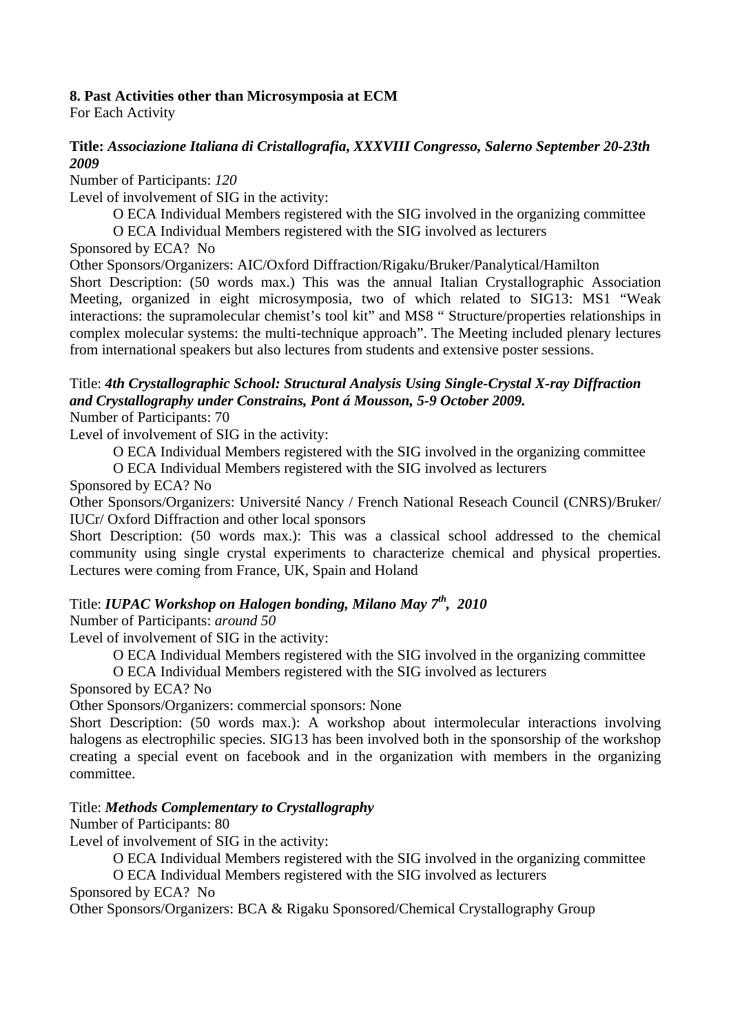**8. Past Activities other than Microsymposia at ECM**

For Each Activity

**Title:** ***Associazione Italiana di Cristallografia, XXXVIII Congresso, Salerno September 20-23th 2009***

Number of Participants: *120*

Level of involvement of SIG in the activity:

- O ECA Individual Members registered with the SIG involved in the organizing committee
- O ECA Individual Members registered with the SIG involved as lecturers

Sponsored by ECA? No

Other Sponsors/Organizers: AIC/Oxford Diffraction/Rigaku/Bruker/Panalytical/Hamilton

Short Description: (50 words max.) This was the annual Italian Crystallographic Association Meeting, organized in eight microsymposia, two of which related to SIG13: MS1 "Weak interactions: the supramolecular chemist's tool kit" and MS8 " Structure/properties relationships in complex molecular systems: the multi-technique approach". The Meeting included plenary lectures from international speakers but also lectures from students and extensive poster sessions.

Title: ***4th Crystallographic School: Structural Analysis Using Single-Crystal X-ray Diffraction and Crystallography under Constrains, Pont á Mousson, 5-9 October 2009.***

Number of Participants: 70

Level of involvement of SIG in the activity:

- O ECA Individual Members registered with the SIG involved in the organizing committee
- O ECA Individual Members registered with the SIG involved as lecturers

Sponsored by ECA? No

Other Sponsors/Organizers: Université Nancy / French National Reseach Council (CNRS)/Bruker/ IUCr/ Oxford Diffraction and other local sponsors

Short Description: (50 words max.): This was a classical school addressed to the chemical community using single crystal experiments to characterize chemical and physical properties. Lectures were coming from France, UK, Spain and Holand

Title: ***IUPAC Workshop on Halogen bonding, Milano May 7th, 2010***

Number of Participants: *around 50*

Level of involvement of SIG in the activity:

- O ECA Individual Members registered with the SIG involved in the organizing committee
- O ECA Individual Members registered with the SIG involved as lecturers

Sponsored by ECA? No

Other Sponsors/Organizers: commercial sponsors: None

Short Description: (50 words max.): A workshop about intermolecular interactions involving halogens as electrophilic species. SIG13 has been involved both in the sponsorship of the workshop creating a special event on facebook and in the organization with members in the organizing committee.

Title: ***Methods Complementary to Crystallography***

Number of Participants: 80

Level of involvement of SIG in the activity:

- O ECA Individual Members registered with the SIG involved in the organizing committee
- O ECA Individual Members registered with the SIG involved as lecturers

Sponsored by ECA? No

Other Sponsors/Organizers: BCA & Rigaku Sponsored/Chemical Crystallography Group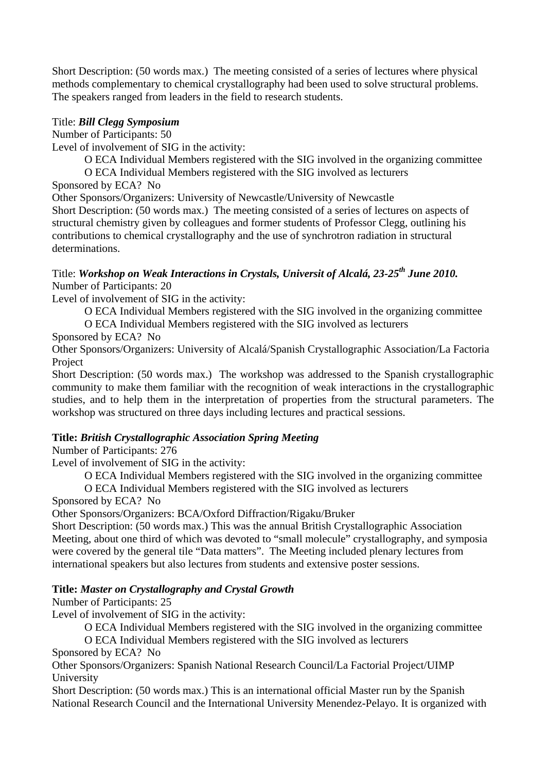Short Description: (50 words max.) The meeting consisted of a series of lectures where physical methods complementary to chemical crystallography had been used to solve structural problems. The speakers ranged from leaders in the field to research students.

Title: ***Bill Clegg Symposium***

Number of Participants: 50

Level of involvement of SIG in the activity:

O ECA Individual Members registered with the SIG involved in the organizing committee

O ECA Individual Members registered with the SIG involved as lecturers

Sponsored by ECA? No

Other Sponsors/Organizers: University of Newcastle/University of Newcastle

Short Description: (50 words max.) The meeting consisted of a series of lectures on aspects of structural chemistry given by colleagues and former students of Professor Clegg, outlining his contributions to chemical crystallography and the use of synchrotron radiation in structural determinations.

Title: ***Workshop on Weak Interactions in Crystals, Universit of Alcalá, 23-25th June 2010.***

Number of Participants: 20

Level of involvement of SIG in the activity:

O ECA Individual Members registered with the SIG involved in the organizing committee

O ECA Individual Members registered with the SIG involved as lecturers

Sponsored by ECA? No

Other Sponsors/Organizers: University of Alcalá/Spanish Crystallographic Association/La Factoria Project

Short Description: (50 words max.) The workshop was addressed to the Spanish crystallographic community to make them familiar with the recognition of weak interactions in the crystallographic studies, and to help them in the interpretation of properties from the structural parameters. The workshop was structured on three days including lectures and practical sessions.

**Title:** ***British Crystallographic Association Spring Meeting***

Number of Participants: 276

Level of involvement of SIG in the activity:

O ECA Individual Members registered with the SIG involved in the organizing committee

O ECA Individual Members registered with the SIG involved as lecturers

Sponsored by ECA? No

Other Sponsors/Organizers: BCA/Oxford Diffraction/Rigaku/Bruker

Short Description: (50 words max.) This was the annual British Crystallographic Association Meeting, about one third of which was devoted to "small molecule" crystallography, and symposia were covered by the general tile "Data matters". The Meeting included plenary lectures from international speakers but also lectures from students and extensive poster sessions.

**Title:** ***Master on Crystallography and Crystal Growth***

Number of Participants: 25

Level of involvement of SIG in the activity:

O ECA Individual Members registered with the SIG involved in the organizing committee

O ECA Individual Members registered with the SIG involved as lecturers

Sponsored by ECA? No

Other Sponsors/Organizers: Spanish National Research Council/La Factorial Project/UIMP University

Short Description: (50 words max.) This is an international official Master run by the Spanish National Research Council and the International University Menendez-Pelayo. It is organized with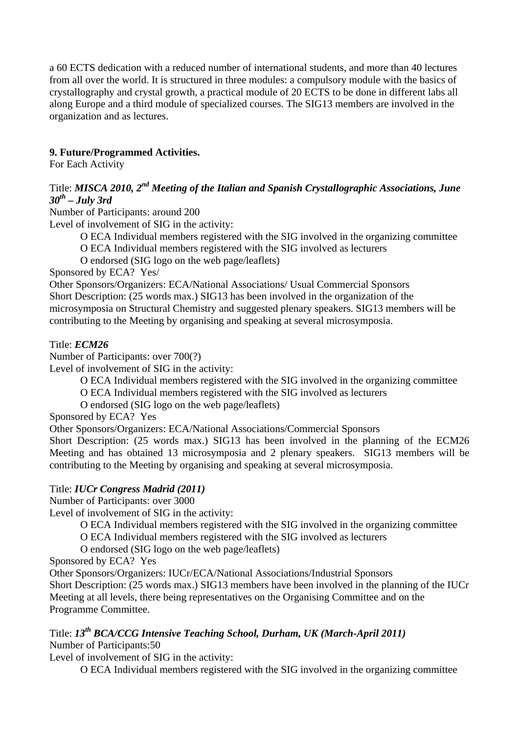a 60 ECTS dedication with a reduced number of international students, and more than 40 lectures from all over the world. It is structured in three modules: a compulsory module with the basics of crystallography and crystal growth, a practical module of 20 ECTS to be done in different labs all along Europe and a third module of specialized courses. The SIG13 members are involved in the organization and as lectures.

**9. Future/Programmed Activities.**

For Each Activity

Title: ***MISCA 2010, 2nd Meeting of the Italian and Spanish Crystallographic Associations, June 30th – July 3rd***

Number of Participants: around 200

Level of involvement of SIG in the activity:

O ECA Individual members registered with the SIG involved in the organizing committee
O ECA Individual members registered with the SIG involved as lecturers
O endorsed (SIG logo on the web page/leaflets)

Sponsored by ECA? Yes/

Other Sponsors/Organizers: ECA/National Associations/ Usual Commercial Sponsors

Short Description: (25 words max.) SIG13 has been involved in the organization of the microsymposia on Structural Chemistry and suggested plenary speakers. SIG13 members will be contributing to the Meeting by organising and speaking at several microsymposia.

Title: ***ECM26***

Number of Participants: over 700(?)

Level of involvement of SIG in the activity:

O ECA Individual members registered with the SIG involved in the organizing committee
O ECA Individual members registered with the SIG involved as lecturers
O endorsed (SIG logo on the web page/leaflets)

Sponsored by ECA? Yes

Other Sponsors/Organizers: ECA/National Associations/Commercial Sponsors

Short Description: (25 words max.) SIG13 has been involved in the planning of the ECM26 Meeting and has obtained 13 microsymposia and 2 plenary speakers. SIG13 members will be contributing to the Meeting by organising and speaking at several microsymposia.

Title: ***IUCr Congress Madrid (2011)***

Number of Participants: over 3000

Level of involvement of SIG in the activity:

O ECA Individual members registered with the SIG involved in the organizing committee
O ECA Individual members registered with the SIG involved as lecturers
O endorsed (SIG logo on the web page/leaflets)

Sponsored by ECA? Yes

Other Sponsors/Organizers: IUCr/ECA/National Associations/Industrial Sponsors

Short Description: (25 words max.) SIG13 members have been involved in the planning of the IUCr Meeting at all levels, there being representatives on the Organising Committee and on the Programme Committee.

Title: ***13th BCA/CCG Intensive Teaching School, Durham, UK (March-April 2011)***

Number of Participants:50

Level of involvement of SIG in the activity:

O ECA Individual members registered with the SIG involved in the organizing committee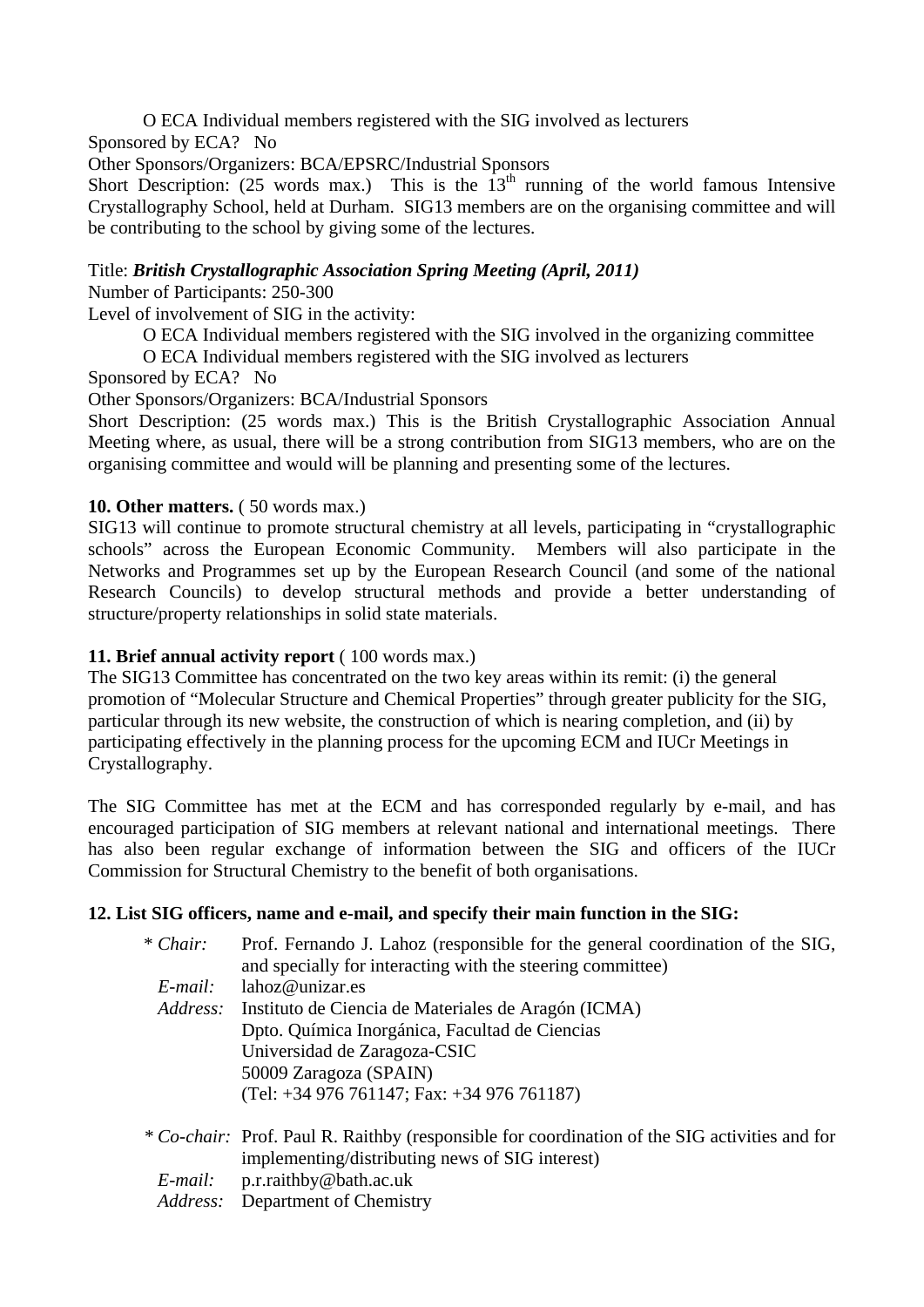O ECA Individual members registered with the SIG involved as lecturers

Sponsored by ECA? No

Other Sponsors/Organizers: BCA/EPSRC/Industrial Sponsors

Short Description: (25 words max.) This is the 13th running of the world famous Intensive Crystallography School, held at Durham. SIG13 members are on the organising committee and will be contributing to the school by giving some of the lectures.

Title: ***British Crystallographic Association Spring Meeting (April, 2011)***

Number of Participants: 250-300

Level of involvement of SIG in the activity:

O ECA Individual members registered with the SIG involved in the organizing committee

O ECA Individual members registered with the SIG involved as lecturers

Sponsored by ECA? No

Other Sponsors/Organizers: BCA/Industrial Sponsors

Short Description: (25 words max.) This is the British Crystallographic Association Annual Meeting where, as usual, there will be a strong contribution from SIG13 members, who are on the organising committee and would will be planning and presenting some of the lectures.

**10. Other matters.** ( 50 words max.)

SIG13 will continue to promote structural chemistry at all levels, participating in "crystallographic schools" across the European Economic Community. Members will also participate in the Networks and Programmes set up by the European Research Council (and some of the national Research Councils) to develop structural methods and provide a better understanding of structure/property relationships in solid state materials.

**11. Brief annual activity report** ( 100 words max.)

The SIG13 Committee has concentrated on the two key areas within its remit: (i) the general promotion of "Molecular Structure and Chemical Properties" through greater publicity for the SIG, particular through its new website, the construction of which is nearing completion, and (ii) by participating effectively in the planning process for the upcoming ECM and IUCr Meetings in Crystallography.

The SIG Committee has met at the ECM and has corresponded regularly by e-mail, and has encouraged participation of SIG members at relevant national and international meetings. There has also been regular exchange of information between the SIG and officers of the IUCr Commission for Structural Chemistry to the benefit of both organisations.

**12. List SIG officers, name and e-mail, and specify their main function in the SIG:**

* *Chair:* Prof. Fernando J. Lahoz (responsible for the general coordination of the SIG, and specially for interacting with the steering committee)
  *E-mail:* lahoz@unizar.es
  *Address:* Instituto de Ciencia de Materiales de Aragón (ICMA)
  Dpto. Química Inorgánica, Facultad de Ciencias
  Universidad de Zaragoza-CSIC
  50009 Zaragoza (SPAIN)
  (Tel: +34 976 761147; Fax: +34 976 761187)

* *Co-chair:* Prof. Paul R. Raithby (responsible for coordination of the SIG activities and for implementing/distributing news of SIG interest)
  *E-mail:* p.r.raithby@bath.ac.uk
  *Address:* Department of Chemistry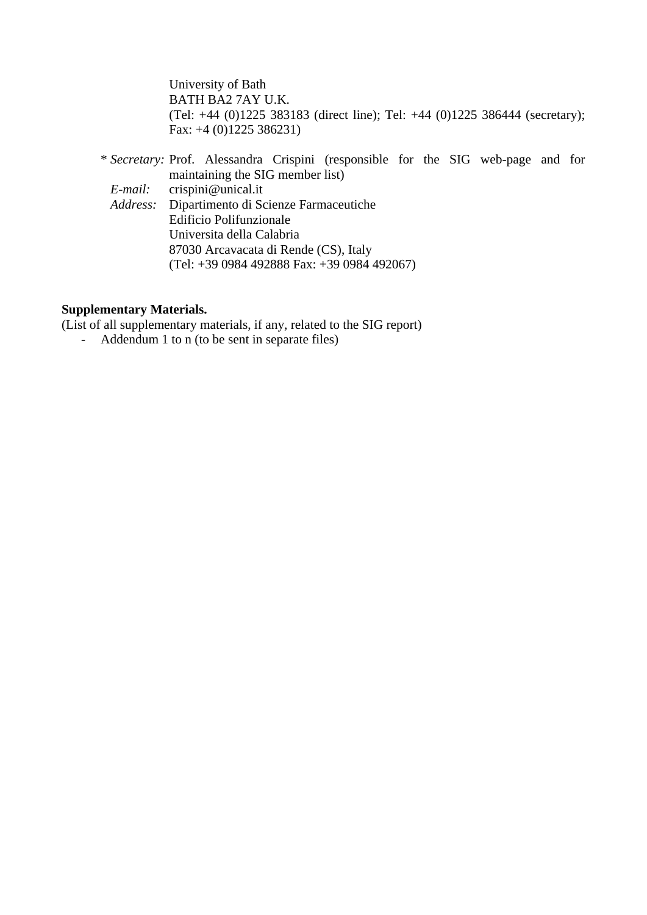University of Bath
BATH BA2 7AY U.K.
(Tel: +44 (0)1225 383183 (direct line); Tel: +44 (0)1225 386444 (secretary); Fax: +4 (0)1225 386231)

\* *Secretary:* Prof. Alessandra Crispini (responsible for the SIG web-page and for maintaining the SIG member list)
*E-mail:* crispini@unical.it
*Address:* Dipartimento di Scienze Farmaceutiche
Edificio Polifunzionale
Universita della Calabria
87030 Arcavacata di Rende (CS), Italy
(Tel: +39 0984 492888 Fax: +39 0984 492067)

**Supplementary Materials.**
(List of all supplementary materials, if any, related to the SIG report)

- Addendum 1 to n (to be sent in separate files)